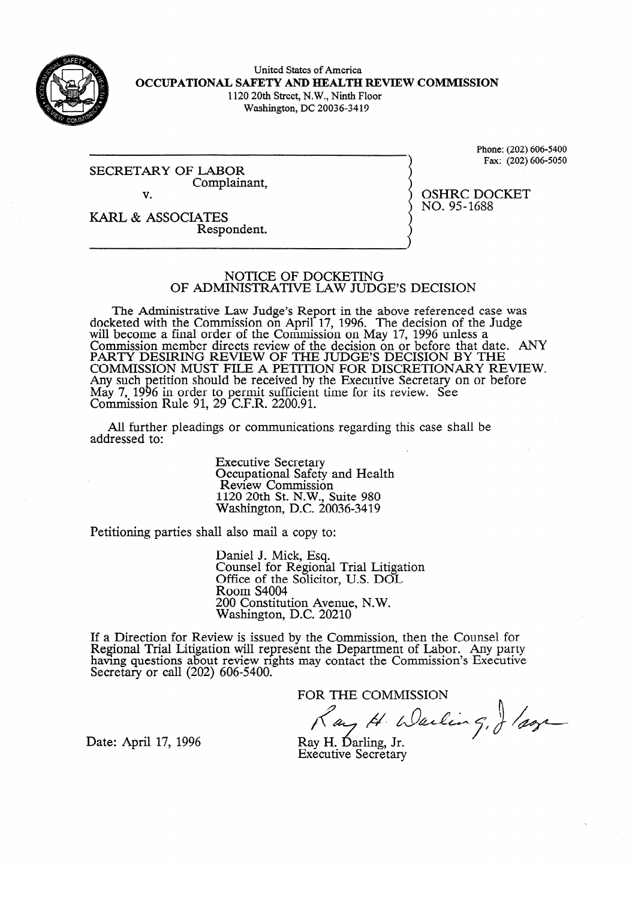United States of America
**OCCUPATIONAL SAFETY AND HEALTH REVIEW COMMISSION**
1120 20th Street, N.W., Ninth Floor
Washington, DC 20036-3419

Phone: (202) 606-5400
Fax: (202) 606-5050

SECRETARY OF LABOR
Complainant,

v.

KARL & ASSOCIATES
Respondent.

OSHRC DOCKET
NO. 95-1688

## NOTICE OF DOCKETING OF ADMINISTRATIVE LAW JUDGE'S DECISION

The Administrative Law Judge's Report in the above referenced case was docketed with the Commission on April 17, 1996. The decision of the Judge will become a final order of the Commission on May 17, 1996 unless a Commission member directs review of the decision on or before that date. ANY PARTY DESIRING REVIEW OF THE JUDGE'S DECISION BY THE COMMISSION MUST FILE A PETITION FOR DISCRETIONARY REVIEW. Any such petition should be received by the Executive Secretary on or before May 7, 1996 in order to permit sufficient time for its review. See Commission Rule 91, 29 C.F.R. 2200.91.

All further pleadings or communications regarding this case shall be addressed to:

Executive Secretary
Occupational Safety and Health Review Commission
1120 20th St. N.W., Suite 980
Washington, D.C. 20036-3419

Petitioning parties shall also mail a copy to:

Daniel J. Mick, Esq.
Counsel for Regional Trial Litigation
Office of the Solicitor, U.S. DOL
Room S4004
200 Constitution Avenue, N.W.
Washington, D.C. 20210

If a Direction for Review is issued by the Commission, then the Counsel for Regional Trial Litigation will represent the Department of Labor. Any party having questions about review rights may contact the Commission's Executive Secretary or call (202) 606-5400.

FOR THE COMMISSION

Date: April 17, 1996

Ray H. Darling, Jr.
Executive Secretary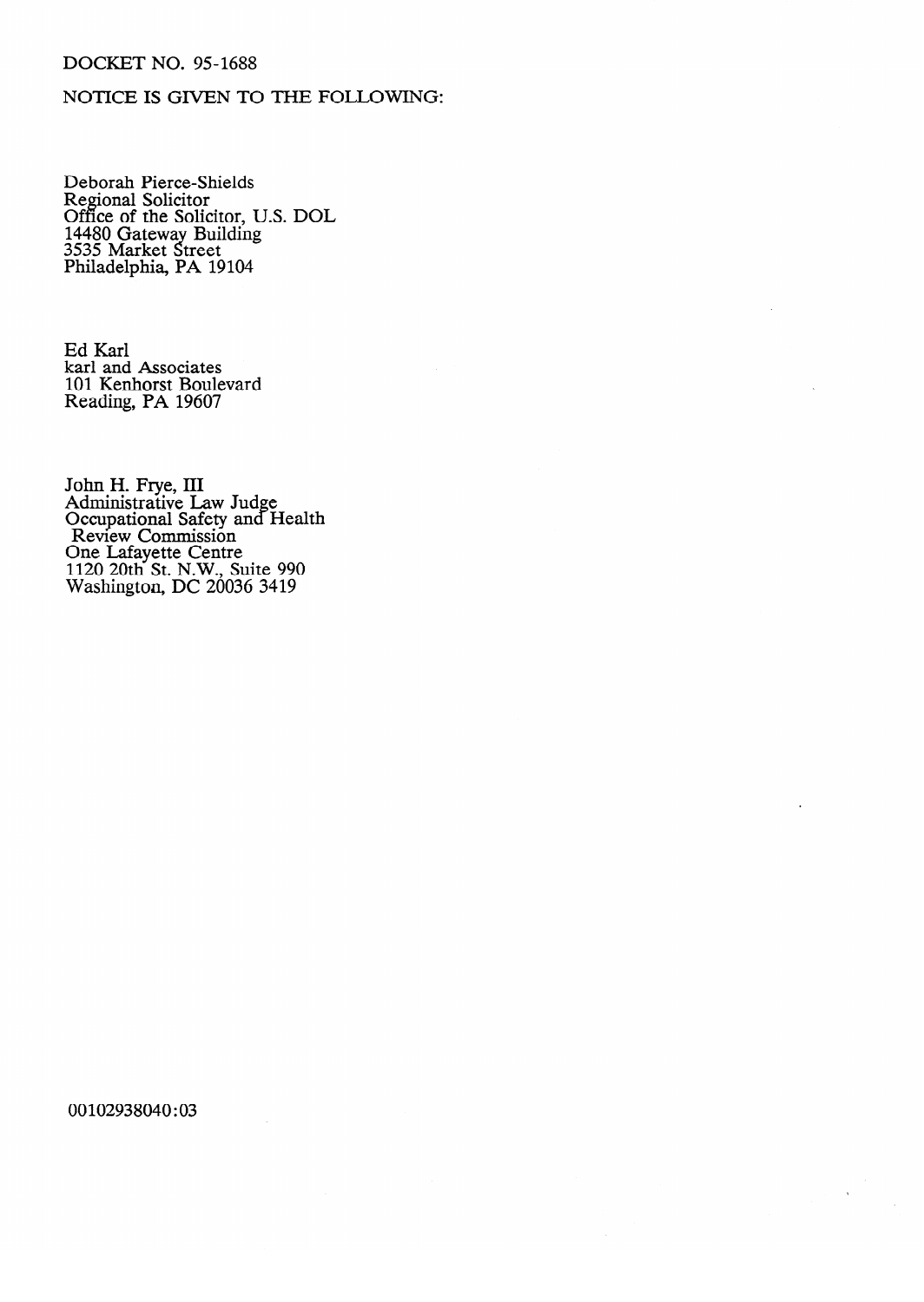DOCKET NO. 95-1688

NOTICE IS GIVEN TO THE FOLLOWING:

Deborah Pierce-Shields
Regional Solicitor
Office of the Solicitor, U.S. DOL
14480 Gateway Building
3535 Market Street
Philadelphia, PA 19104

Ed Karl
karl and Associates
101 Kenhorst Boulevard
Reading, PA 19607

John H. Frye, III
Administrative Law Judge
Occupational Safety and Health
Review Commission
One Lafayette Centre
1120 20th St. N.W., Suite 990
Washington, DC 20036 3419

00102938040:03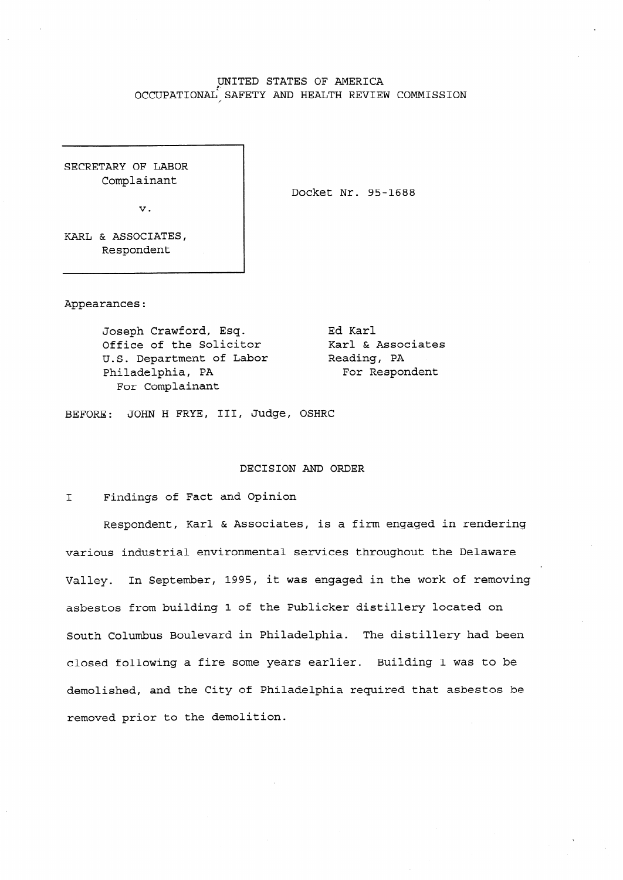UNITED STATES OF AMERICA
OCCUPATIONAL SAFETY AND HEALTH REVIEW COMMISSION

| | |
|---|---|
| SECRETARY OF LABOR<br>Complainant<br><br>v.<br><br>KARL & ASSOCIATES,<br>Respondent | Docket Nr. 95-1688 |

Appearances:

| | |
|---|---|
| Joseph Crawford, Esq.<br>Office of the Solicitor<br>U.S. Department of Labor<br>Philadelphia, PA<br>For Complainant | Ed Karl<br>Karl & Associates<br>Reading, PA<br>For Respondent |

BEFORE: JOHN H FRYE, III, Judge, OSHRC

## DECISION AND ORDER

### I Findings of Fact and Opinion

Respondent, Karl & Associates, is a firm engaged in rendering various industrial environmental services throughout the Delaware Valley. In September, 1995, it was engaged in the work of removing asbestos from building 1 of the Publicker distillery located on South Columbus Boulevard in Philadelphia. The distillery had been closed following a fire some years earlier. Building 1 was to be demolished, and the City of Philadelphia required that asbestos be removed prior to the demolition.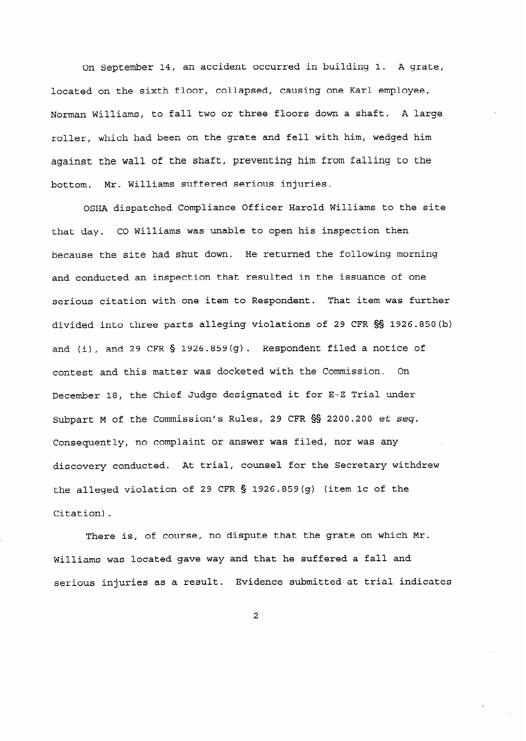On September 14, an accident occurred in building 1. A grate, located on the sixth floor, collapsed, causing one Karl employee, Norman Williams, to fall two or three floors down a shaft. A large roller, which had been on the grate and fell with him, wedged him against the wall of the shaft, preventing him from falling to the bottom. Mr. Williams suffered serious injuries.

OSHA dispatched Compliance Officer Harold Williams to the site that day. CO Williams was unable to open his inspection then because the site had shut down. He returned the following morning and conducted an inspection that resulted in the issuance of one serious citation with one item to Respondent. That item was further divided into three parts alleging violations of 29 CFR §§ 1926.850(b) and (i), and 29 CFR § 1926.859(g). Respondent filed a notice of contest and this matter was docketed with the Commission. On December 18, the Chief Judge designated it for E-Z Trial under Subpart M of the Commission's Rules, 29 CFR §§ 2200.200 *et seq.* Consequently, no complaint or answer was filed, nor was any discovery conducted. At trial, counsel for the Secretary withdrew the alleged violation of 29 CFR § 1926.859(g) (item 1c of the Citation).

There is, of course, no dispute that the grate on which Mr. Williams was located gave way and that he suffered a fall and serious injuries as a result. Evidence submitted at trial indicates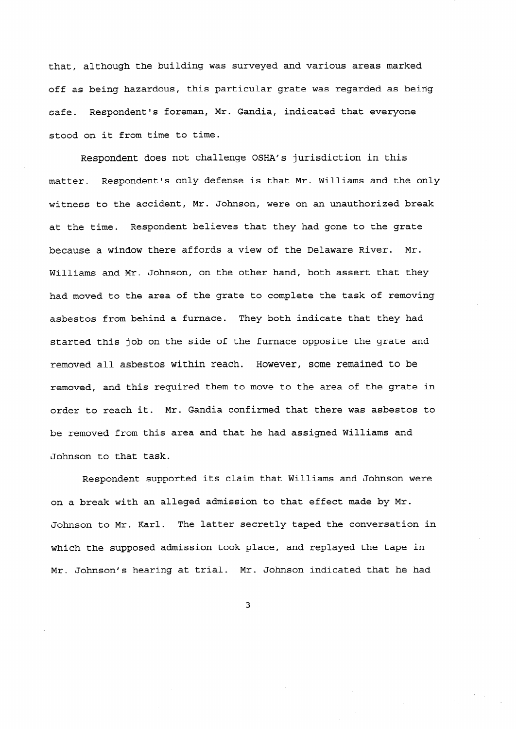that, although the building was surveyed and various areas marked off as being hazardous, this particular grate was regarded as being safe. Respondent's foreman, Mr. Gandia, indicated that everyone stood on it from time to time.

Respondent does not challenge OSHA's jurisdiction in this matter. Respondent's only defense is that Mr. Williams and the only witness to the accident, Mr. Johnson, were on an unauthorized break at the time. Respondent believes that they had gone to the grate because a window there affords a view of the Delaware River. Mr. Williams and Mr. Johnson, on the other hand, both assert that they had moved to the area of the grate to complete the task of removing asbestos from behind a furnace. They both indicate that they had started this job on the side of the furnace opposite the grate and removed all asbestos within reach. However, some remained to be removed, and this required them to move to the area of the grate in order to reach it. Mr. Gandia confirmed that there was asbestos to be removed from this area and that he had assigned Williams and Johnson to that task.

Respondent supported its claim that Williams and Johnson were on a break with an alleged admission to that effect made by Mr. Johnson to Mr. Karl. The latter secretly taped the conversation in which the supposed admission took place, and replayed the tape in Mr. Johnson's hearing at trial. Mr. Johnson indicated that he had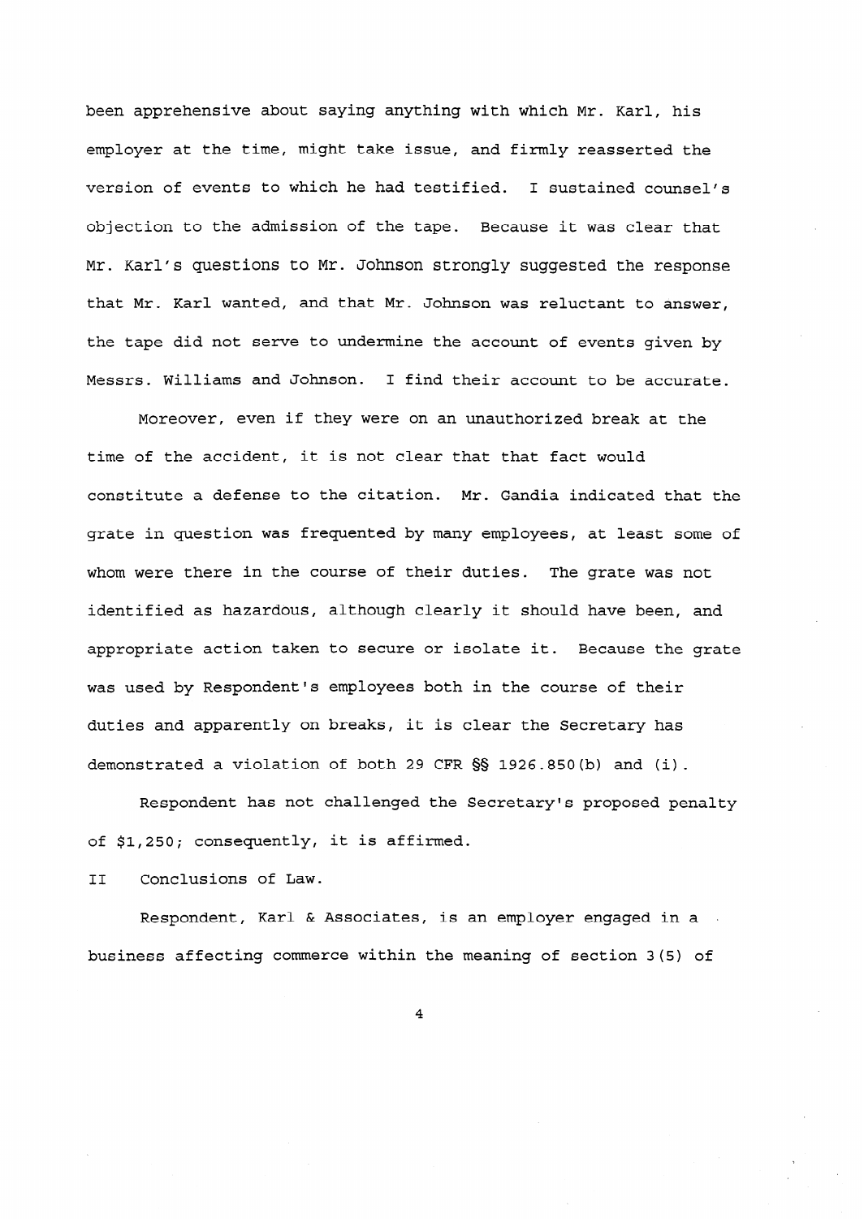been apprehensive about saying anything with which Mr. Karl, his employer at the time, might take issue, and firmly reasserted the version of events to which he had testified. I sustained counsel's objection to the admission of the tape. Because it was clear that Mr. Karl's questions to Mr. Johnson strongly suggested the response that Mr. Karl wanted, and that Mr. Johnson was reluctant to answer, the tape did not serve to undermine the account of events given by Messrs. Williams and Johnson. I find their account to be accurate.

Moreover, even if they were on an unauthorized break at the time of the accident, it is not clear that that fact would constitute a defense to the citation. Mr. Gandia indicated that the grate in question was frequented by many employees, at least some of whom were there in the course of their duties. The grate was not identified as hazardous, although clearly it should have been, and appropriate action taken to secure or isolate it. Because the grate was used by Respondent's employees both in the course of their duties and apparently on breaks, it is clear the Secretary has demonstrated a violation of both 29 CFR §§ 1926.850(b) and (i).

Respondent has not challenged the Secretary's proposed penalty of $1,250; consequently, it is affirmed.

## II Conclusions of Law.

Respondent, Karl & Associates, is an employer engaged in a business affecting commerce within the meaning of section 3(5) of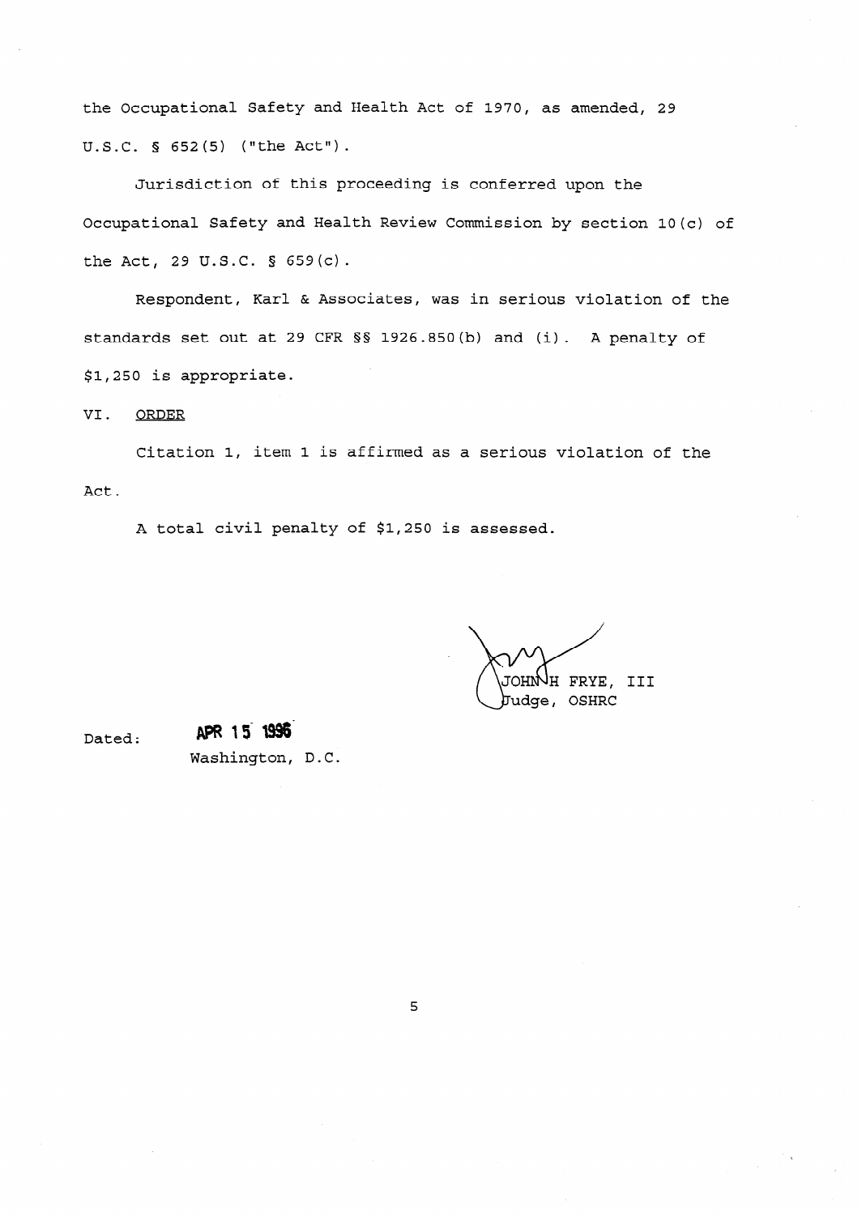the Occupational Safety and Health Act of 1970, as amended, 29 U.S.C. § 652(5) ("the Act").

Jurisdiction of this proceeding is conferred upon the Occupational Safety and Health Review Commission by section 10(c) of the Act, 29 U.S.C. § 659(c).

Respondent, Karl & Associates, was in serious violation of the standards set out at 29 CFR §§ 1926.850(b) and (i). A penalty of $1,250 is appropriate.

VI. ORDER

Citation 1, item 1 is affirmed as a serious violation of the Act.

A total civil penalty of $1,250 is assessed.

JOHN H FRYE, III
Judge, OSHRC

Dated: APR 15 1996
Washington, D.C.